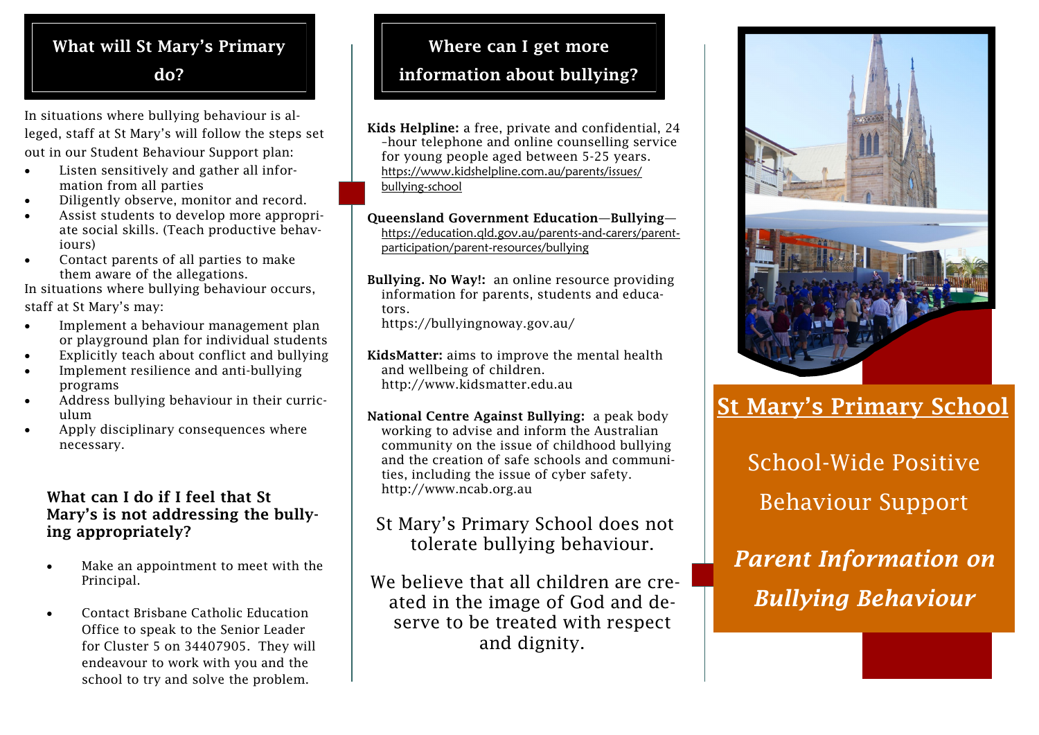## What will St Mary's Primary do?

In situations where bullying behaviour is alleged, staff at St Mary's will follow the steps set out in our Student Behaviour Support plan:

- Listen sensitively and gather all information from all parties
- Diligently observe, monitor and record.
- Assist students to develop more appropriate social skills. (Teach productive behaviours)
- Contact parents of all parties to make them aware of the allegations.

In situations where bullying behaviour occurs, staff at St Mary's may:

- Implement a behaviour management plan or playground plan for individual students
- Explicitly teach about conflict and bullying
- Implement resilience and anti-bullying programs
- Address bullying behaviour in their curriculum
- Apply disciplinary consequences where necessary.

### What can I do if I feel that St Mary's is not addressing the bullying appropriately?

- Make an appointment to meet with the Principal.
- Contact Brisbane Catholic Education Office to speak to the Senior Leader for Cluster 5 on 34407905. They will endeavour to work with you and the school to try and solve the problem.

## Where can I get more information about bullying?

**Kids Helpline:** a free, private and confidential, 24-hour telephone and online counselling service for young people aged between 5-25 years. https://www.kidshelpline.com.au/parents/issues/bullying-school

**Queensland Government Education—Bullying—** https://education.qld.gov.au/parents-and-carers/parent-participation/parent-resources/bullying

**Bullying. No Way!:** an online resource providing information for parents, students and educators. https://bullyingnoway.gov.au/

**KidsMatter:** aims to improve the mental health and wellbeing of children. http://www.kidsmatter.edu.au

**National Centre Against Bullying:** a peak body working to advise and inform the Australian community on the issue of childhood bullying and the creation of safe schools and communities, including the issue of cyber safety. http://www.ncab.org.au

St Mary's Primary School does not tolerate bullying behaviour.

We believe that all children are created in the image of God and deserve to be treated with respect and dignity.

# St Mary's Primary School

School-Wide Positive Behaviour Support

***Parent Information on Bullying Behaviour***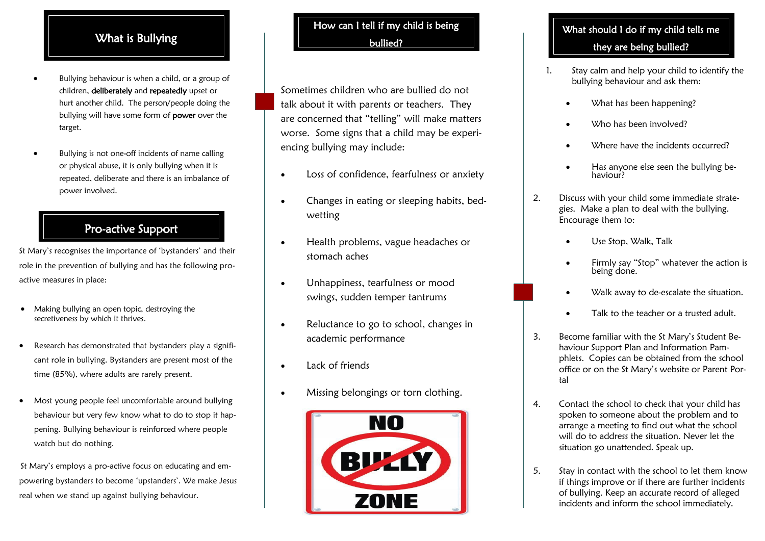## What is Bullying

- Bullying behaviour is when a child, or a group of children, **deliberately** and **repeatedly** upset or hurt another child. The person/people doing the bullying will have some form of **power** over the target.
- Bullying is not one-off incidents of name calling or physical abuse, it is only bullying when it is repeated, deliberate and there is an imbalance of power involved.

## Pro-active Support

St Mary's recognises the importance of 'bystanders' and their role in the prevention of bullying and has the following pro-active measures in place:

- Making bullying an open topic, destroying the secretiveness by which it thrives.
- Research has demonstrated that bystanders play a significant role in bullying. Bystanders are present most of the time (85%), where adults are rarely present.
- Most young people feel uncomfortable around bullying behaviour but very few know what to do to stop it happening. Bullying behaviour is reinforced where people watch but do nothing.

St Mary's employs a pro-active focus on educating and empowering bystanders to become 'upstanders'. We make Jesus real when we stand up against bullying behaviour.

## How can I tell if my child is being bullied?

Sometimes children who are bullied do not talk about it with parents or teachers. They are concerned that "telling" will make matters worse. Some signs that a child may be experiencing bullying may include:

- Loss of confidence, fearfulness or anxiety
- Changes in eating or sleeping habits, bed-wetting
- Health problems, vague headaches or stomach aches
- Unhappiness, tearfulness or mood swings, sudden temper tantrums
- Reluctance to go to school, changes in academic performance
- Lack of friends
- Missing belongings or torn clothing.

NO BULLY ZONE

## What should I do if my child tells me they are being bullied?

1. Stay calm and help your child to identify the bullying behaviour and ask them:
   - What has been happening?
   - Who has been involved?
   - Where have the incidents occurred?
   - Has anyone else seen the bullying behaviour?
2. Discuss with your child some immediate strategies. Make a plan to deal with the bullying. Encourage them to:
   - Use Stop, Walk, Talk
   - Firmly say "Stop" whatever the action is being done.
   - Walk away to de-escalate the situation.
   - Talk to the teacher or a trusted adult.
3. Become familiar with the St Mary's Student Behaviour Support Plan and Information Pamphlets. Copies can be obtained from the school office or on the St Mary's website or Parent Portal
4. Contact the school to check that your child has spoken to someone about the problem and to arrange a meeting to find out what the school will do to address the situation. Never let the situation go unattended. Speak up.
5. Stay in contact with the school to let them know if things improve or if there are further incidents of bullying. Keep an accurate record of alleged incidents and inform the school immediately.